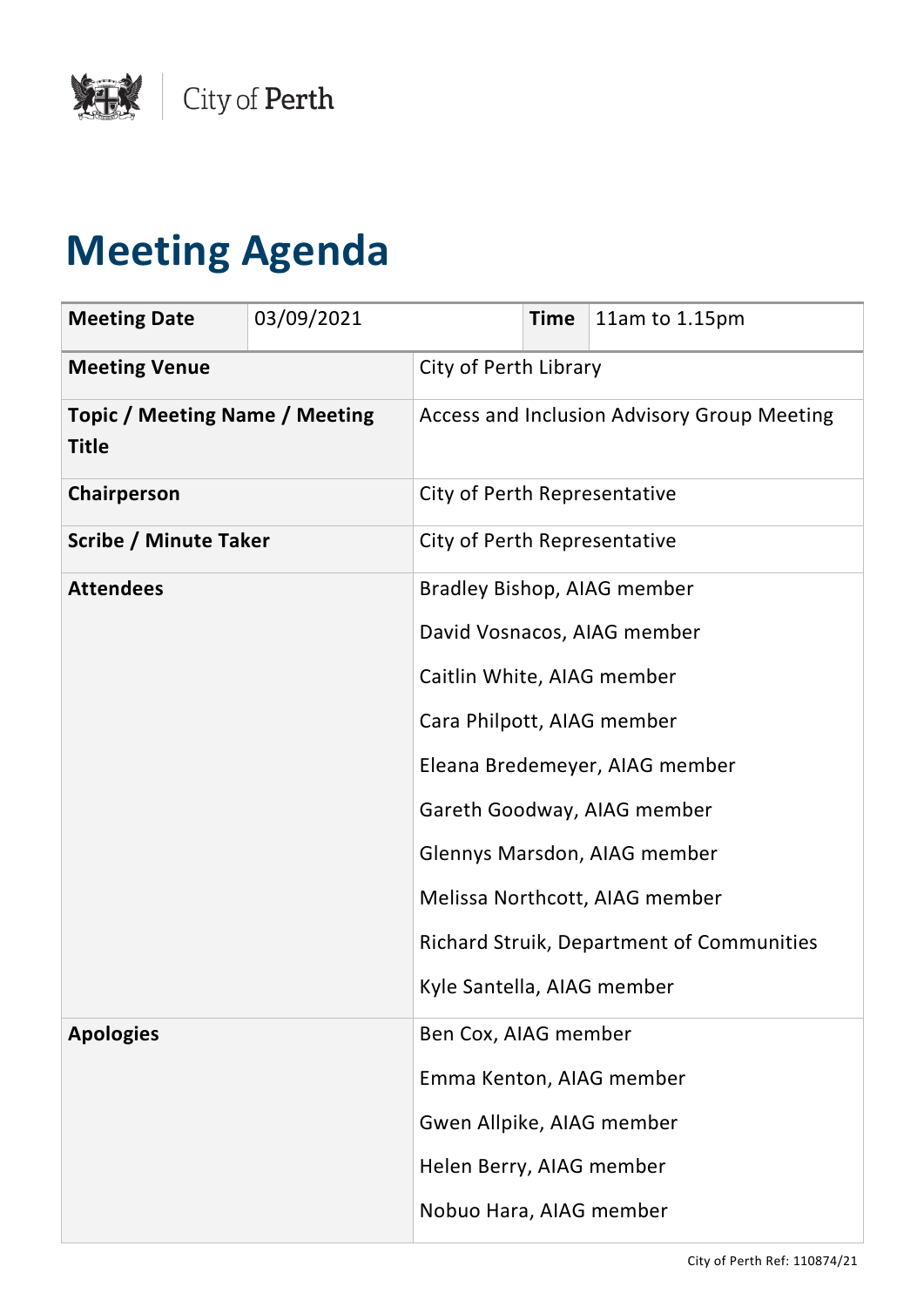City of Perth

# Meeting Agenda

| Meeting Date | 03/09/2021 | Time | 11am to 1.15pm |
|---|---|---|---|
| Meeting Venue | City of Perth Library | | |
| Topic / Meeting Name / Meeting Title | Access and Inclusion Advisory Group Meeting | | |
| Chairperson | City of Perth Representative | | |
| Scribe / Minute Taker | City of Perth Representative | | |
| Attendees | Bradley Bishop, AIAG member<br>David Vosnacos, AIAG member<br>Caitlin White, AIAG member<br>Cara Philpott, AIAG member<br>Eleana Bredemeyer, AIAG member<br>Gareth Goodway, AIAG member<br>Glennys Marsdon, AIAG member<br>Melissa Northcott, AIAG member<br>Richard Struik, Department of Communities<br>Kyle Santella, AIAG member | | |
| Apologies | Ben Cox, AIAG member<br>Emma Kenton, AIAG member<br>Gwen Allpike, AIAG member<br>Helen Berry, AIAG member<br>Nobuo Hara, AIAG member | | |

City of Perth Ref: 110874/21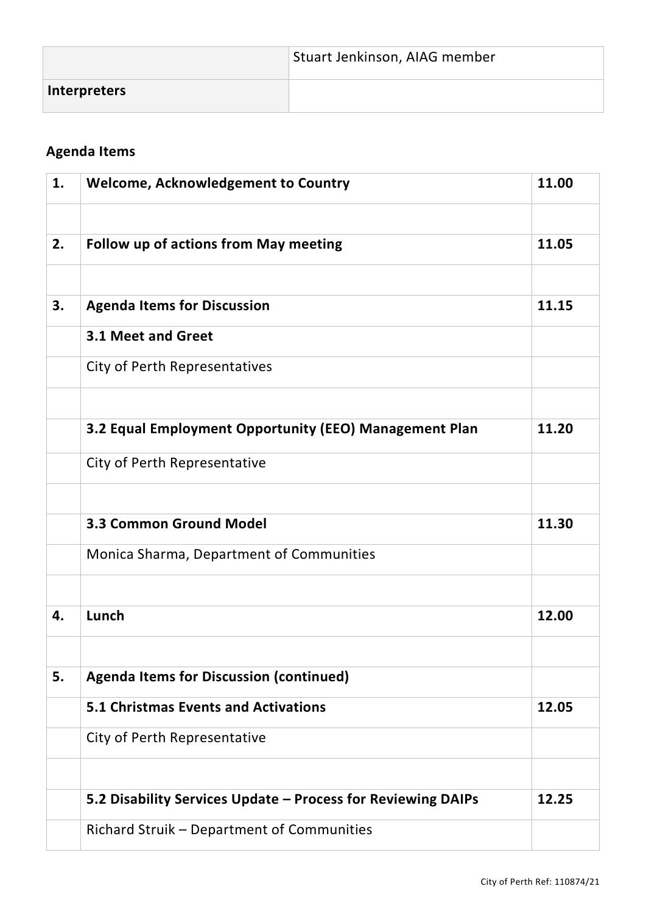| | |
|---|---|
| | Stuart Jenkinson, AIAG member |
| **Interpreters** | |

**Agenda Items**

| | | |
|---|---|---|
| **1.** | **Welcome, Acknowledgement to Country** | **11.00** |
| | | |
| **2.** | **Follow up of actions from May meeting** | **11.05** |
| | | |
| **3.** | **Agenda Items for Discussion** | **11.15** |
| | **3.1 Meet and Greet** | |
| | City of Perth Representatives | |
| | | |
| | **3.2 Equal Employment Opportunity (EEO) Management Plan** | **11.20** |
| | City of Perth Representative | |
| | | |
| | **3.3 Common Ground Model** | **11.30** |
| | Monica Sharma, Department of Communities | |
| | | |
| **4.** | **Lunch** | **12.00** |
| | | |
| **5.** | **Agenda Items for Discussion (continued)** | |
| | **5.1 Christmas Events and Activations** | **12.05** |
| | City of Perth Representative | |
| | | |
| | **5.2 Disability Services Update – Process for Reviewing DAIPs** | **12.25** |
| | Richard Struik – Department of Communities | |

City of Perth Ref: 110874/21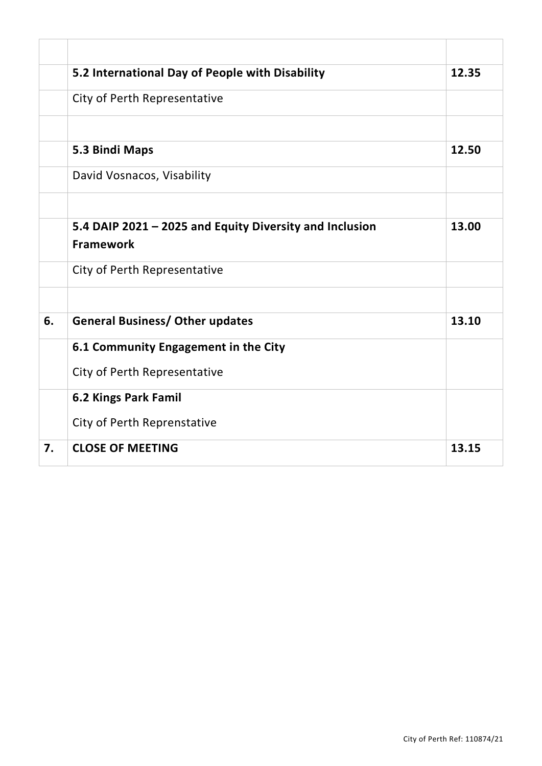| | | |
|---|---|---|
| | | |
| | **5.2 International Day of People with Disability** | **12.35** |
| | City of Perth Representative | |
| | | |
| | **5.3 Bindi Maps** | **12.50** |
| | David Vosnacos, Visability | |
| | | |
| | **5.4 DAIP 2021 – 2025 and Equity Diversity and Inclusion Framework** | **13.00** |
| | City of Perth Representative | |
| | | |
| **6.** | **General Business/ Other updates** | **13.10** |
| | **6.1 Community Engagement in the City** | |
| | City of Perth Representative | |
| | **6.2 Kings Park Famil** | |
| | City of Perth Reprenstative | |
| **7.** | **CLOSE OF MEETING** | **13.15** |

City of Perth Ref: 110874/21